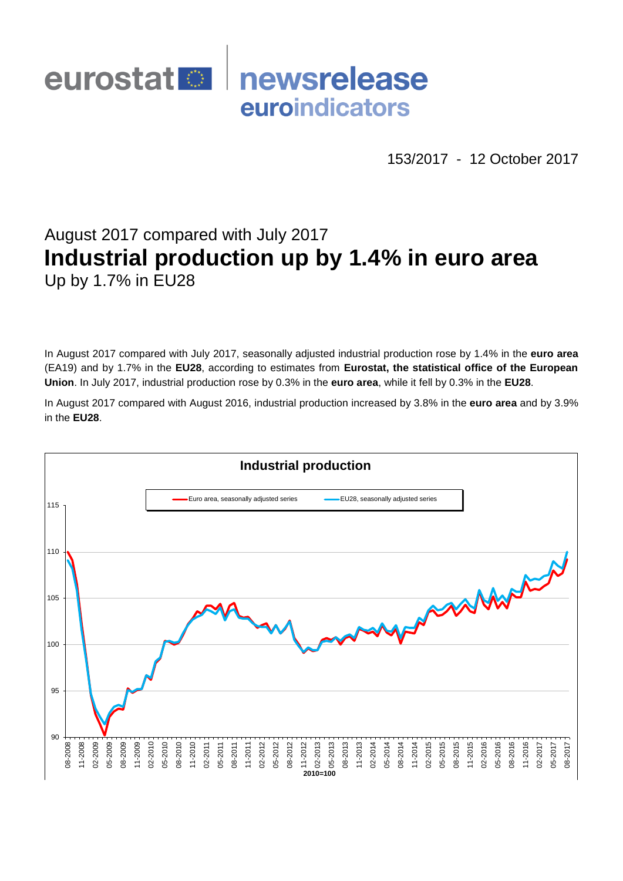eurostat newsrelease euroindicators

153/2017 - 12 October 2017

## August 2017 compared with July 2017

# Industrial production up by 1.4% in euro area

## Up by 1.7% in EU28

In August 2017 compared with July 2017, seasonally adjusted industrial production rose by 1.4% in the **euro area** (EA19) and by 1.7% in the **EU28**, according to estimates from **Eurostat, the statistical office of the European Union**. In July 2017, industrial production rose by 0.3% in the **euro area**, while it fell by 0.3% in the **EU28**.

In August 2017 compared with August 2016, industrial production increased by 3.8% in the **euro area** and by 3.9% in the **EU28**.

**Industrial production**

Euro area, seasonally adjusted series — EU28, seasonally adjusted series

2010=100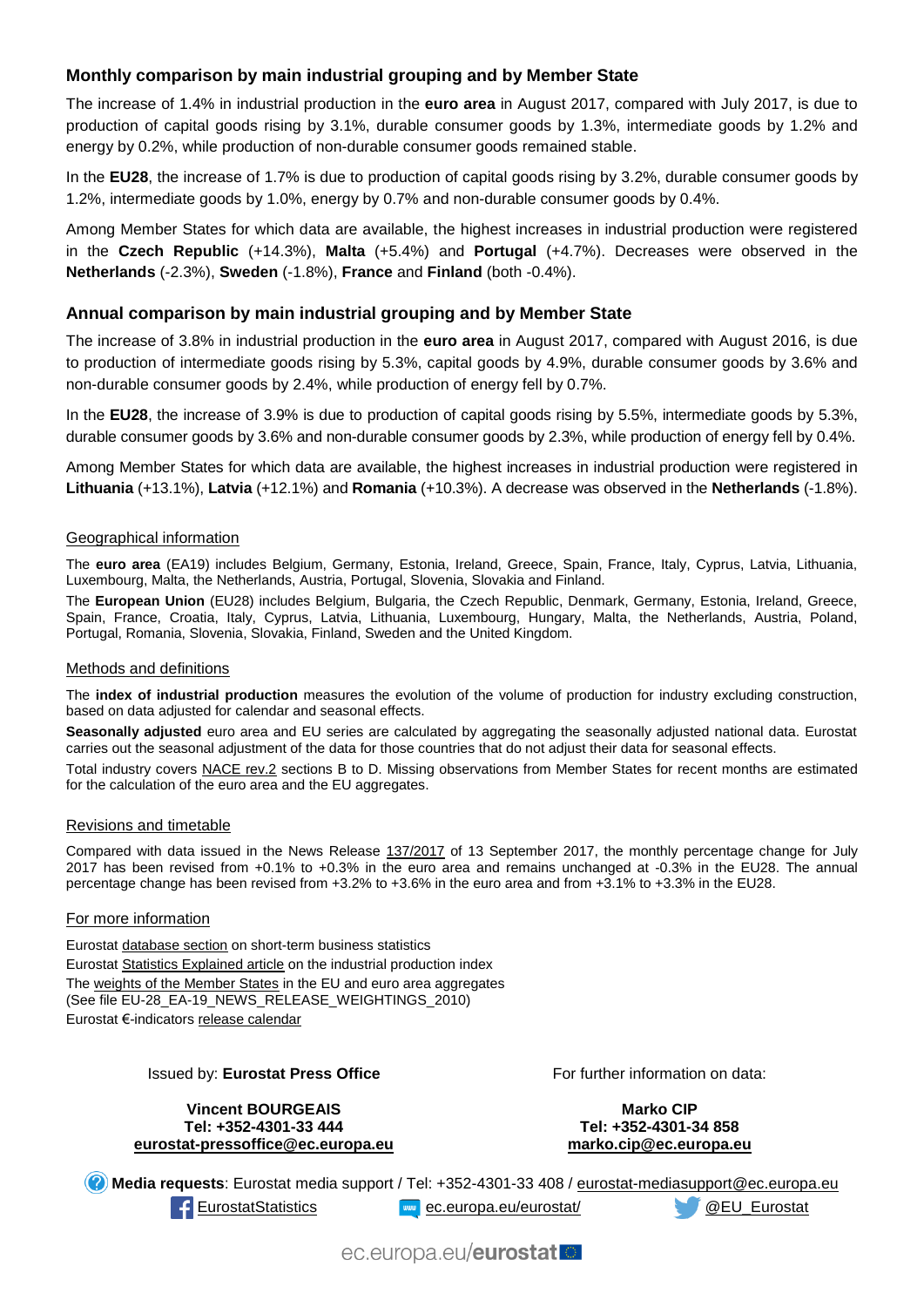## Monthly comparison by main industrial grouping and by Member State

The increase of 1.4% in industrial production in the **euro area** in August 2017, compared with July 2017, is due to production of capital goods rising by 3.1%, durable consumer goods by 1.3%, intermediate goods by 1.2% and energy by 0.2%, while production of non-durable consumer goods remained stable.

In the **EU28**, the increase of 1.7% is due to production of capital goods rising by 3.2%, durable consumer goods by 1.2%, intermediate goods by 1.0%, energy by 0.7% and non-durable consumer goods by 0.4%.

Among Member States for which data are available, the highest increases in industrial production were registered in the **Czech Republic** (+14.3%), **Malta** (+5.4%) and **Portugal** (+4.7%). Decreases were observed in the **Netherlands** (-2.3%), **Sweden** (-1.8%), **France** and **Finland** (both -0.4%).

## Annual comparison by main industrial grouping and by Member State

The increase of 3.8% in industrial production in the **euro area** in August 2017, compared with August 2016, is due to production of intermediate goods rising by 5.3%, capital goods by 4.9%, durable consumer goods by 3.6% and non-durable consumer goods by 2.4%, while production of energy fell by 0.7%.

In the **EU28**, the increase of 3.9% is due to production of capital goods rising by 5.5%, intermediate goods by 5.3%, durable consumer goods by 3.6% and non-durable consumer goods by 2.3%, while production of energy fell by 0.4%.

Among Member States for which data are available, the highest increases in industrial production were registered in **Lithuania** (+13.1%), **Latvia** (+12.1%) and **Romania** (+10.3%). A decrease was observed in the **Netherlands** (-1.8%).

### Geographical information

The **euro area** (EA19) includes Belgium, Germany, Estonia, Ireland, Greece, Spain, France, Italy, Cyprus, Latvia, Lithuania, Luxembourg, Malta, the Netherlands, Austria, Portugal, Slovenia, Slovakia and Finland.

The **European Union** (EU28) includes Belgium, Bulgaria, the Czech Republic, Denmark, Germany, Estonia, Ireland, Greece, Spain, France, Croatia, Italy, Cyprus, Latvia, Lithuania, Luxembourg, Hungary, Malta, the Netherlands, Austria, Poland, Portugal, Romania, Slovenia, Slovakia, Finland, Sweden and the United Kingdom.

### Methods and definitions

The **index of industrial production** measures the evolution of the volume of production for industry excluding construction, based on data adjusted for calendar and seasonal effects.

**Seasonally adjusted** euro area and EU series are calculated by aggregating the seasonally adjusted national data. Eurostat carries out the seasonal adjustment of the data for those countries that do not adjust their data for seasonal effects.

Total industry covers NACE rev.2 sections B to D. Missing observations from Member States for recent months are estimated for the calculation of the euro area and the EU aggregates.

### Revisions and timetable

Compared with data issued in the News Release 137/2017 of 13 September 2017, the monthly percentage change for July 2017 has been revised from +0.1% to +0.3% in the euro area and remains unchanged at -0.3% in the EU28. The annual percentage change has been revised from +3.2% to +3.6% in the euro area and from +3.1% to +3.3% in the EU28.

### For more information

Eurostat database section on short-term business statistics
Eurostat Statistics Explained article on the industrial production index
The weights of the Member States in the EU and euro area aggregates
(See file EU-28_EA-19_NEWS_RELEASE_WEIGHTINGS_2010)
Eurostat €-indicators release calendar

Issued by: **Eurostat Press Office**

**Vincent BOURGEAIS**
**Tel: +352-4301-33 444**
**eurostat-pressoffice@ec.europa.eu**

For further information on data:

**Marko CIP**
**Tel: +352-4301-34 858**
**marko.cip@ec.europa.eu**

**Media requests**: Eurostat media support / Tel: +352-4301-33 408 / eurostat-mediasupport@ec.europa.eu

EurostatStatistics ec.europa.eu/eurostat/ @EU_Eurostat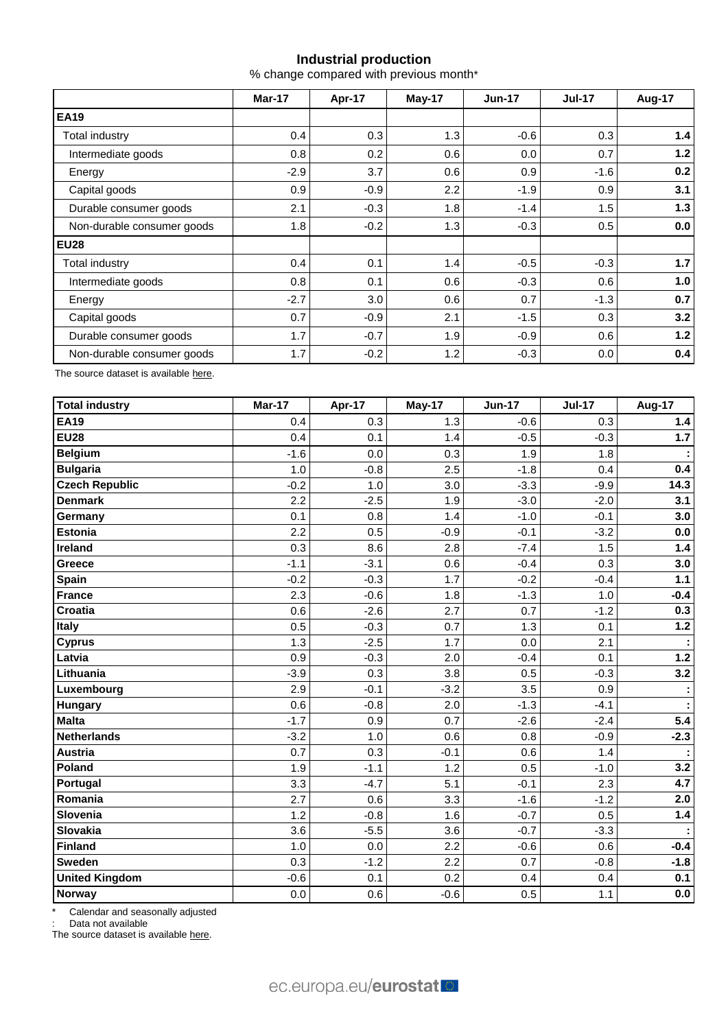## Industrial production

% change compared with previous month*

| | Mar-17 | Apr-17 | May-17 | Jun-17 | Jul-17 | Aug-17 |
|---|---|---|---|---|---|---|
| **EA19** | | | | | | |
| Total industry | 0.4 | 0.3 | 1.3 | -0.6 | 0.3 | **1.4** |
| Intermediate goods | 0.8 | 0.2 | 0.6 | 0.0 | 0.7 | **1.2** |
| Energy | -2.9 | 3.7 | 0.6 | 0.9 | -1.6 | **0.2** |
| Capital goods | 0.9 | -0.9 | 2.2 | -1.9 | 0.9 | **3.1** |
| Durable consumer goods | 2.1 | -0.3 | 1.8 | -1.4 | 1.5 | **1.3** |
| Non-durable consumer goods | 1.8 | -0.2 | 1.3 | -0.3 | 0.5 | **0.0** |
| **EU28** | | | | | | |
| Total industry | 0.4 | 0.1 | 1.4 | -0.5 | -0.3 | **1.7** |
| Intermediate goods | 0.8 | 0.1 | 0.6 | -0.3 | 0.6 | **1.0** |
| Energy | -2.7 | 3.0 | 0.6 | 0.7 | -1.3 | **0.7** |
| Capital goods | 0.7 | -0.9 | 2.1 | -1.5 | 0.3 | **3.2** |
| Durable consumer goods | 1.7 | -0.7 | 1.9 | -0.9 | 0.6 | **1.2** |
| Non-durable consumer goods | 1.7 | -0.2 | 1.2 | -0.3 | 0.0 | **0.4** |

The source dataset is available here.

| **Total industry** | Mar-17 | Apr-17 | May-17 | Jun-17 | Jul-17 | Aug-17 |
|---|---|---|---|---|---|---|
| **EA19** | 0.4 | 0.3 | 1.3 | -0.6 | 0.3 | **1.4** |
| **EU28** | 0.4 | 0.1 | 1.4 | -0.5 | -0.3 | **1.7** |
| **Belgium** | -1.6 | 0.0 | 0.3 | 1.9 | 1.8 | **:** |
| **Bulgaria** | 1.0 | -0.8 | 2.5 | -1.8 | 0.4 | **0.4** |
| **Czech Republic** | -0.2 | 1.0 | 3.0 | -3.3 | -9.9 | **14.3** |
| **Denmark** | 2.2 | -2.5 | 1.9 | -3.0 | -2.0 | **3.1** |
| **Germany** | 0.1 | 0.8 | 1.4 | -1.0 | -0.1 | **3.0** |
| **Estonia** | 2.2 | 0.5 | -0.9 | -0.1 | -3.2 | **0.0** |
| **Ireland** | 0.3 | 8.6 | 2.8 | -7.4 | 1.5 | **1.4** |
| **Greece** | -1.1 | -3.1 | 0.6 | -0.4 | 0.3 | **3.0** |
| **Spain** | -0.2 | -0.3 | 1.7 | -0.2 | -0.4 | **1.1** |
| **France** | 2.3 | -0.6 | 1.8 | -1.3 | 1.0 | **-0.4** |
| **Croatia** | 0.6 | -2.6 | 2.7 | 0.7 | -1.2 | **0.3** |
| **Italy** | 0.5 | -0.3 | 0.7 | 1.3 | 0.1 | **1.2** |
| **Cyprus** | 1.3 | -2.5 | 1.7 | 0.0 | 2.1 | **:** |
| **Latvia** | 0.9 | -0.3 | 2.0 | -0.4 | 0.1 | **1.2** |
| **Lithuania** | -3.9 | 0.3 | 3.8 | 0.5 | -0.3 | **3.2** |
| **Luxembourg** | 2.9 | -0.1 | -3.2 | 3.5 | 0.9 | **:** |
| **Hungary** | 0.6 | -0.8 | 2.0 | -1.3 | -4.1 | **:** |
| **Malta** | -1.7 | 0.9 | 0.7 | -2.6 | -2.4 | **5.4** |
| **Netherlands** | -3.2 | 1.0 | 0.6 | 0.8 | -0.9 | **-2.3** |
| **Austria** | 0.7 | 0.3 | -0.1 | 0.6 | 1.4 | **:** |
| **Poland** | 1.9 | -1.1 | 1.2 | 0.5 | -1.0 | **3.2** |
| **Portugal** | 3.3 | -4.7 | 5.1 | -0.1 | 2.3 | **4.7** |
| **Romania** | 2.7 | 0.6 | 3.3 | -1.6 | -1.2 | **2.0** |
| **Slovenia** | 1.2 | -0.8 | 1.6 | -0.7 | 0.5 | **1.4** |
| **Slovakia** | 3.6 | -5.5 | 3.6 | -0.7 | -3.3 | **:** |
| **Finland** | 1.0 | 0.0 | 2.2 | -0.6 | 0.6 | **-0.4** |
| **Sweden** | 0.3 | -1.2 | 2.2 | 0.7 | -0.8 | **-1.8** |
| **United Kingdom** | -0.6 | 0.1 | 0.2 | 0.4 | 0.4 | **0.1** |
| **Norway** | 0.0 | 0.6 | -0.6 | 0.5 | 1.1 | **0.0** |

* Calendar and seasonally adjusted

: Data not available

The source dataset is available here.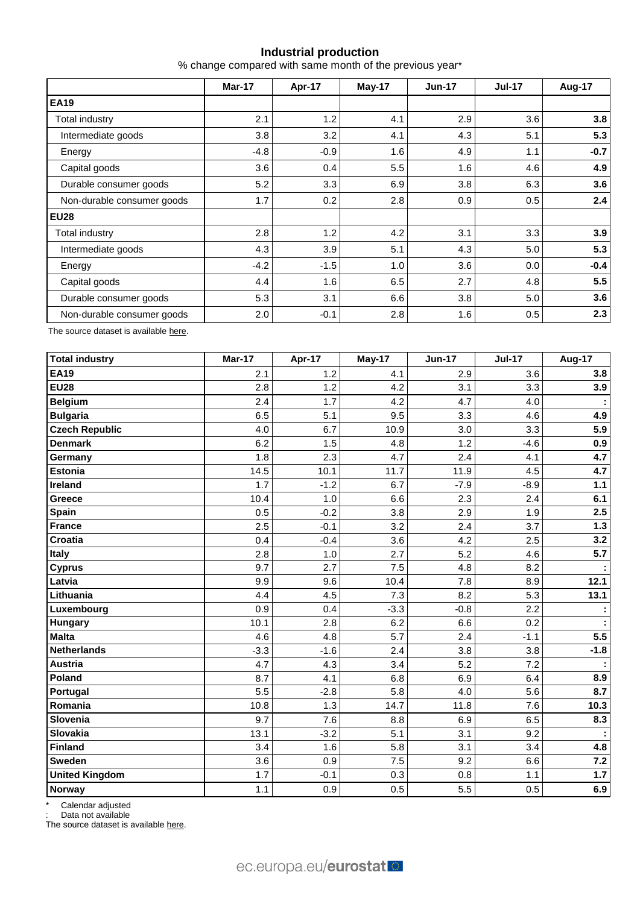**Industrial production**

% change compared with same month of the previous year*

| | Mar-17 | Apr-17 | May-17 | Jun-17 | Jul-17 | Aug-17 |
|---|---|---|---|---|---|---|
| **EA19** | | | | | | |
| Total industry | 2.1 | 1.2 | 4.1 | 2.9 | 3.6 | **3.8** |
| Intermediate goods | 3.8 | 3.2 | 4.1 | 4.3 | 5.1 | **5.3** |
| Energy | -4.8 | -0.9 | 1.6 | 4.9 | 1.1 | **-0.7** |
| Capital goods | 3.6 | 0.4 | 5.5 | 1.6 | 4.6 | **4.9** |
| Durable consumer goods | 5.2 | 3.3 | 6.9 | 3.8 | 6.3 | **3.6** |
| Non-durable consumer goods | 1.7 | 0.2 | 2.8 | 0.9 | 0.5 | **2.4** |
| **EU28** | | | | | | |
| Total industry | 2.8 | 1.2 | 4.2 | 3.1 | 3.3 | **3.9** |
| Intermediate goods | 4.3 | 3.9 | 5.1 | 4.3 | 5.0 | **5.3** |
| Energy | -4.2 | -1.5 | 1.0 | 3.6 | 0.0 | **-0.4** |
| Capital goods | 4.4 | 1.6 | 6.5 | 2.7 | 4.8 | **5.5** |
| Durable consumer goods | 5.3 | 3.1 | 6.6 | 3.8 | 5.0 | **3.6** |
| Non-durable consumer goods | 2.0 | -0.1 | 2.8 | 1.6 | 0.5 | **2.3** |

The source dataset is available here.

| Total industry | Mar-17 | Apr-17 | May-17 | Jun-17 | Jul-17 | Aug-17 |
|---|---|---|---|---|---|---|
| **EA19** | 2.1 | 1.2 | 4.1 | 2.9 | 3.6 | **3.8** |
| **EU28** | 2.8 | 1.2 | 4.2 | 3.1 | 3.3 | **3.9** |
| **Belgium** | 2.4 | 1.7 | 4.2 | 4.7 | 4.0 | **:** |
| **Bulgaria** | 6.5 | 5.1 | 9.5 | 3.3 | 4.6 | **4.9** |
| **Czech Republic** | 4.0 | 6.7 | 10.9 | 3.0 | 3.3 | **5.9** |
| **Denmark** | 6.2 | 1.5 | 4.8 | 1.2 | -4.6 | **0.9** |
| **Germany** | 1.8 | 2.3 | 4.7 | 2.4 | 4.1 | **4.7** |
| **Estonia** | 14.5 | 10.1 | 11.7 | 11.9 | 4.5 | **4.7** |
| **Ireland** | 1.7 | -1.2 | 6.7 | -7.9 | -8.9 | **1.1** |
| **Greece** | 10.4 | 1.0 | 6.6 | 2.3 | 2.4 | **6.1** |
| **Spain** | 0.5 | -0.2 | 3.8 | 2.9 | 1.9 | **2.5** |
| **France** | 2.5 | -0.1 | 3.2 | 2.4 | 3.7 | **1.3** |
| **Croatia** | 0.4 | -0.4 | 3.6 | 4.2 | 2.5 | **3.2** |
| **Italy** | 2.8 | 1.0 | 2.7 | 5.2 | 4.6 | **5.7** |
| **Cyprus** | 9.7 | 2.7 | 7.5 | 4.8 | 8.2 | **:** |
| **Latvia** | 9.9 | 9.6 | 10.4 | 7.8 | 8.9 | **12.1** |
| **Lithuania** | 4.4 | 4.5 | 7.3 | 8.2 | 5.3 | **13.1** |
| **Luxembourg** | 0.9 | 0.4 | -3.3 | -0.8 | 2.2 | **:** |
| **Hungary** | 10.1 | 2.8 | 6.2 | 6.6 | 0.2 | **:** |
| **Malta** | 4.6 | 4.8 | 5.7 | 2.4 | -1.1 | **5.5** |
| **Netherlands** | -3.3 | -1.6 | 2.4 | 3.8 | 3.8 | **-1.8** |
| **Austria** | 4.7 | 4.3 | 3.4 | 5.2 | 7.2 | **:** |
| **Poland** | 8.7 | 4.1 | 6.8 | 6.9 | 6.4 | **8.9** |
| **Portugal** | 5.5 | -2.8 | 5.8 | 4.0 | 5.6 | **8.7** |
| **Romania** | 10.8 | 1.3 | 14.7 | 11.8 | 7.6 | **10.3** |
| **Slovenia** | 9.7 | 7.6 | 8.8 | 6.9 | 6.5 | **8.3** |
| **Slovakia** | 13.1 | -3.2 | 5.1 | 3.1 | 9.2 | **:** |
| **Finland** | 3.4 | 1.6 | 5.8 | 3.1 | 3.4 | **4.8** |
| **Sweden** | 3.6 | 0.9 | 7.5 | 9.2 | 6.6 | **7.2** |
| **United Kingdom** | 1.7 | -0.1 | 0.3 | 0.8 | 1.1 | **1.7** |
| **Norway** | 1.1 | 0.9 | 0.5 | 5.5 | 0.5 | **6.9** |

\* Calendar adjusted

: Data not available

The source dataset is available here.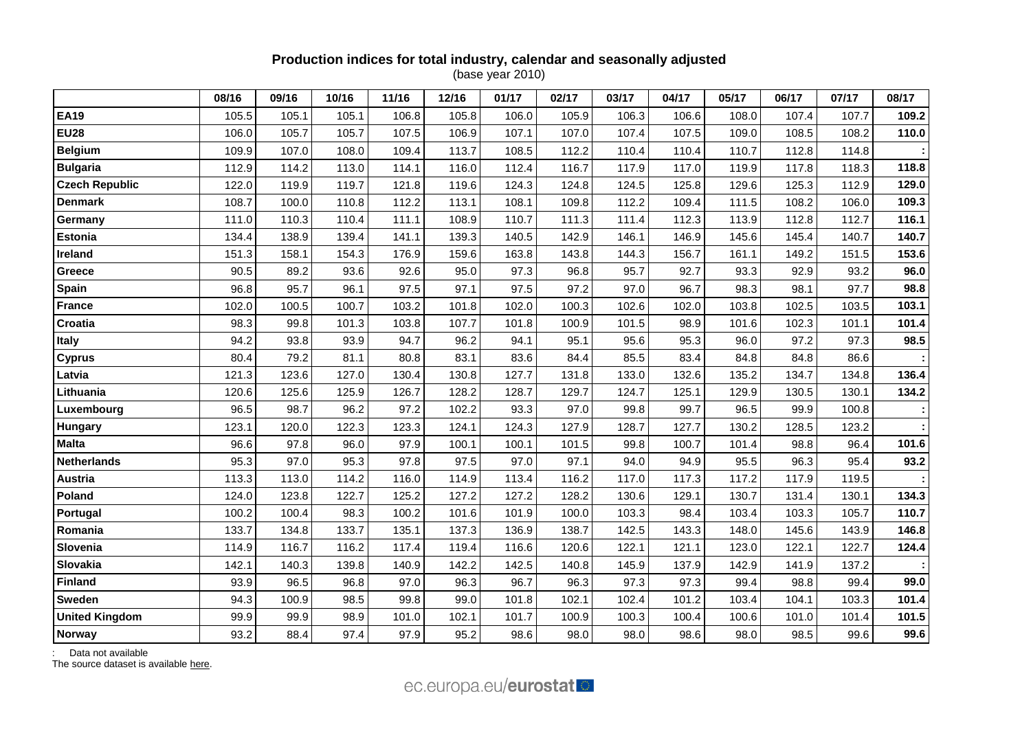**Production indices for total industry, calendar and seasonally adjusted**
(base year 2010)

| | 08/16 | 09/16 | 10/16 | 11/16 | 12/16 | 01/17 | 02/17 | 03/17 | 04/17 | 05/17 | 06/17 | 07/17 | 08/17 |
|---|---|---|---|---|---|---|---|---|---|---|---|---|---|
| **EA19** | 105.5 | 105.1 | 105.1 | 106.8 | 105.8 | 106.0 | 105.9 | 106.3 | 106.6 | 108.0 | 107.4 | 107.7 | **109.2** |
| **EU28** | 106.0 | 105.7 | 105.7 | 107.5 | 106.9 | 107.1 | 107.0 | 107.4 | 107.5 | 109.0 | 108.5 | 108.2 | **110.0** |
| **Belgium** | 109.9 | 107.0 | 108.0 | 109.4 | 113.7 | 108.5 | 112.2 | 110.4 | 110.4 | 110.7 | 112.8 | 114.8 | **:** |
| **Bulgaria** | 112.9 | 114.2 | 113.0 | 114.1 | 116.0 | 112.4 | 116.7 | 117.9 | 117.0 | 119.9 | 117.8 | 118.3 | **118.8** |
| **Czech Republic** | 122.0 | 119.9 | 119.7 | 121.8 | 119.6 | 124.3 | 124.8 | 124.5 | 125.8 | 129.6 | 125.3 | 112.9 | **129.0** |
| **Denmark** | 108.7 | 100.0 | 110.8 | 112.2 | 113.1 | 108.1 | 109.8 | 112.2 | 109.4 | 111.5 | 108.2 | 106.0 | **109.3** |
| **Germany** | 111.0 | 110.3 | 110.4 | 111.1 | 108.9 | 110.7 | 111.3 | 111.4 | 112.3 | 113.9 | 112.8 | 112.7 | **116.1** |
| **Estonia** | 134.4 | 138.9 | 139.4 | 141.1 | 139.3 | 140.5 | 142.9 | 146.1 | 146.9 | 145.6 | 145.4 | 140.7 | **140.7** |
| **Ireland** | 151.3 | 158.1 | 154.3 | 176.9 | 159.6 | 163.8 | 143.8 | 144.3 | 156.7 | 161.1 | 149.2 | 151.5 | **153.6** |
| **Greece** | 90.5 | 89.2 | 93.6 | 92.6 | 95.0 | 97.3 | 96.8 | 95.7 | 92.7 | 93.3 | 92.9 | 93.2 | **96.0** |
| **Spain** | 96.8 | 95.7 | 96.1 | 97.5 | 97.1 | 97.5 | 97.2 | 97.0 | 96.7 | 98.3 | 98.1 | 97.7 | **98.8** |
| **France** | 102.0 | 100.5 | 100.7 | 103.2 | 101.8 | 102.0 | 100.3 | 102.6 | 102.0 | 103.8 | 102.5 | 103.5 | **103.1** |
| **Croatia** | 98.3 | 99.8 | 101.3 | 103.8 | 107.7 | 101.8 | 100.9 | 101.5 | 98.9 | 101.6 | 102.3 | 101.1 | **101.4** |
| **Italy** | 94.2 | 93.8 | 93.9 | 94.7 | 96.2 | 94.1 | 95.1 | 95.6 | 95.3 | 96.0 | 97.2 | 97.3 | **98.5** |
| **Cyprus** | 80.4 | 79.2 | 81.1 | 80.8 | 83.1 | 83.6 | 84.4 | 85.5 | 83.4 | 84.8 | 84.8 | 86.6 | **:** |
| **Latvia** | 121.3 | 123.6 | 127.0 | 130.4 | 130.8 | 127.7 | 131.8 | 133.0 | 132.6 | 135.2 | 134.7 | 134.8 | **136.4** |
| **Lithuania** | 120.6 | 125.6 | 125.9 | 126.7 | 128.2 | 128.7 | 129.7 | 124.7 | 125.1 | 129.9 | 130.5 | 130.1 | **134.2** |
| **Luxembourg** | 96.5 | 98.7 | 96.2 | 97.2 | 102.2 | 93.3 | 97.0 | 99.8 | 99.7 | 96.5 | 99.9 | 100.8 | **:** |
| **Hungary** | 123.1 | 120.0 | 122.3 | 123.3 | 124.1 | 124.3 | 127.9 | 128.7 | 127.7 | 130.2 | 128.5 | 123.2 | **:** |
| **Malta** | 96.6 | 97.8 | 96.0 | 97.9 | 100.1 | 100.1 | 101.5 | 99.8 | 100.7 | 101.4 | 98.8 | 96.4 | **101.6** |
| **Netherlands** | 95.3 | 97.0 | 95.3 | 97.8 | 97.5 | 97.0 | 97.1 | 94.0 | 94.9 | 95.5 | 96.3 | 95.4 | **93.2** |
| **Austria** | 113.3 | 113.0 | 114.2 | 116.0 | 114.9 | 113.4 | 116.2 | 117.0 | 117.3 | 117.2 | 117.9 | 119.5 | **:** |
| **Poland** | 124.0 | 123.8 | 122.7 | 125.2 | 127.2 | 127.2 | 128.2 | 130.6 | 129.1 | 130.7 | 131.4 | 130.1 | **134.3** |
| **Portugal** | 100.2 | 100.4 | 98.3 | 100.2 | 101.6 | 101.9 | 100.0 | 103.3 | 98.4 | 103.4 | 103.3 | 105.7 | **110.7** |
| **Romania** | 133.7 | 134.8 | 133.7 | 135.1 | 137.3 | 136.9 | 138.7 | 142.5 | 143.3 | 148.0 | 145.6 | 143.9 | **146.8** |
| **Slovenia** | 114.9 | 116.7 | 116.2 | 117.4 | 119.4 | 116.6 | 120.6 | 122.1 | 121.1 | 123.0 | 122.1 | 122.7 | **124.4** |
| **Slovakia** | 142.1 | 140.3 | 139.8 | 140.9 | 142.2 | 142.5 | 140.8 | 145.9 | 137.9 | 142.9 | 141.9 | 137.2 | **:** |
| **Finland** | 93.9 | 96.5 | 96.8 | 97.0 | 96.3 | 96.7 | 96.3 | 97.3 | 97.3 | 99.4 | 98.8 | 99.4 | **99.0** |
| **Sweden** | 94.3 | 100.9 | 98.5 | 99.8 | 99.0 | 101.8 | 102.1 | 102.4 | 101.2 | 103.4 | 104.1 | 103.3 | **101.4** |
| **United Kingdom** | 99.9 | 99.9 | 98.9 | 101.0 | 102.1 | 101.7 | 100.9 | 100.3 | 100.4 | 100.6 | 101.0 | 101.4 | **101.5** |
| **Norway** | 93.2 | 88.4 | 97.4 | 97.9 | 95.2 | 98.6 | 98.0 | 98.0 | 98.6 | 98.0 | 98.5 | 99.6 | **99.6** |

: Data not available
The source dataset is available here.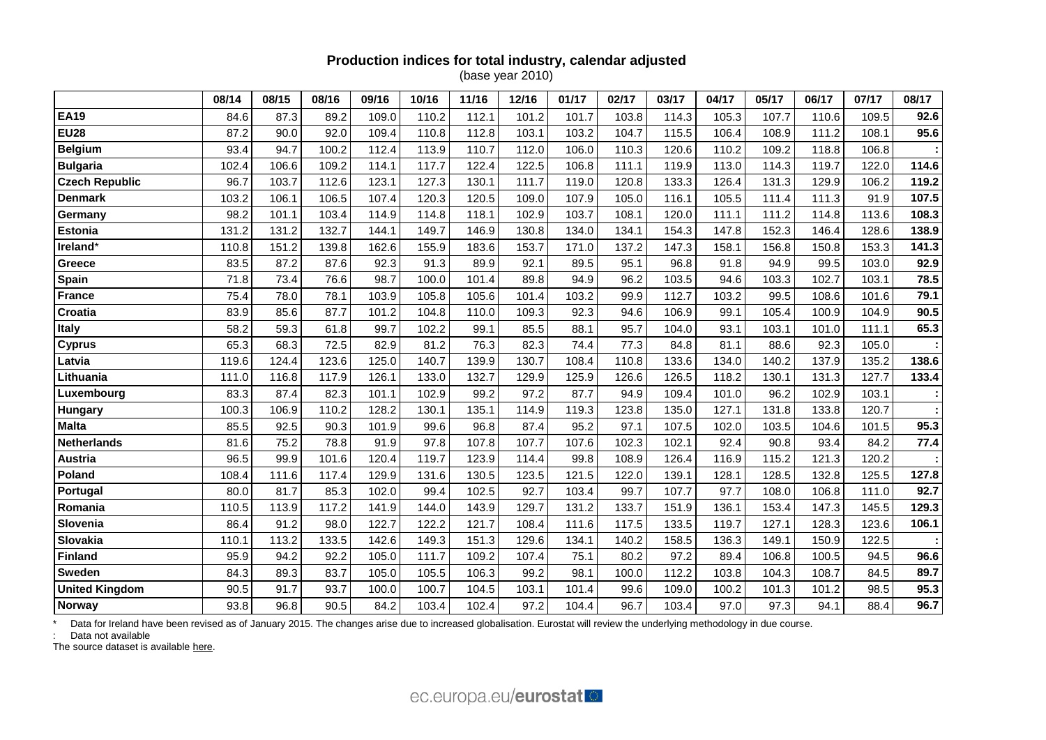## Production indices for total industry, calendar adjusted

(base year 2010)

| | 08/14 | 08/15 | 08/16 | 09/16 | 10/16 | 11/16 | 12/16 | 01/17 | 02/17 | 03/17 | 04/17 | 05/17 | 06/17 | 07/17 | 08/17 |
|---|---|---|---|---|---|---|---|---|---|---|---|---|---|---|---|
| **EA19** | 84.6 | 87.3 | 89.2 | 109.0 | 110.2 | 112.1 | 101.2 | 101.7 | 103.8 | 114.3 | 105.3 | 107.7 | 110.6 | 109.5 | **92.6** |
| **EU28** | 87.2 | 90.0 | 92.0 | 109.4 | 110.8 | 112.8 | 103.1 | 103.2 | 104.7 | 115.5 | 106.4 | 108.9 | 111.2 | 108.1 | **95.6** |
| **Belgium** | 93.4 | 94.7 | 100.2 | 112.4 | 113.9 | 110.7 | 112.0 | 106.0 | 110.3 | 120.6 | 110.2 | 109.2 | 118.8 | 106.8 | **:** |
| **Bulgaria** | 102.4 | 106.6 | 109.2 | 114.1 | 117.7 | 122.4 | 122.5 | 106.8 | 111.1 | 119.9 | 113.0 | 114.3 | 119.7 | 122.0 | **114.6** |
| **Czech Republic** | 96.7 | 103.7 | 112.6 | 123.1 | 127.3 | 130.1 | 111.7 | 119.0 | 120.8 | 133.3 | 126.4 | 131.3 | 129.9 | 106.2 | **119.2** |
| **Denmark** | 103.2 | 106.1 | 106.5 | 107.4 | 120.3 | 120.5 | 109.0 | 107.9 | 105.0 | 116.1 | 105.5 | 111.4 | 111.3 | 91.9 | **107.5** |
| **Germany** | 98.2 | 101.1 | 103.4 | 114.9 | 114.8 | 118.1 | 102.9 | 103.7 | 108.1 | 120.0 | 111.1 | 111.2 | 114.8 | 113.6 | **108.3** |
| **Estonia** | 131.2 | 131.2 | 132.7 | 144.1 | 149.7 | 146.9 | 130.8 | 134.0 | 134.1 | 154.3 | 147.8 | 152.3 | 146.4 | 128.6 | **138.9** |
| **Ireland*** | 110.8 | 151.2 | 139.8 | 162.6 | 155.9 | 183.6 | 153.7 | 171.0 | 137.2 | 147.3 | 158.1 | 156.8 | 150.8 | 153.3 | **141.3** |
| **Greece** | 83.5 | 87.2 | 87.6 | 92.3 | 91.3 | 89.9 | 92.1 | 89.5 | 95.1 | 96.8 | 91.8 | 94.9 | 99.5 | 103.0 | **92.9** |
| **Spain** | 71.8 | 73.4 | 76.6 | 98.7 | 100.0 | 101.4 | 89.8 | 94.9 | 96.2 | 103.5 | 94.6 | 103.3 | 102.7 | 103.1 | **78.5** |
| **France** | 75.4 | 78.0 | 78.1 | 103.9 | 105.8 | 105.6 | 101.4 | 103.2 | 99.9 | 112.7 | 103.2 | 99.5 | 108.6 | 101.6 | **79.1** |
| **Croatia** | 83.9 | 85.6 | 87.7 | 101.2 | 104.8 | 110.0 | 109.3 | 92.3 | 94.6 | 106.9 | 99.1 | 105.4 | 100.9 | 104.9 | **90.5** |
| **Italy** | 58.2 | 59.3 | 61.8 | 99.7 | 102.2 | 99.1 | 85.5 | 88.1 | 95.7 | 104.0 | 93.1 | 103.1 | 101.0 | 111.1 | **65.3** |
| **Cyprus** | 65.3 | 68.3 | 72.5 | 82.9 | 81.2 | 76.3 | 82.3 | 74.4 | 77.3 | 84.8 | 81.1 | 88.6 | 92.3 | 105.0 | **:** |
| **Latvia** | 119.6 | 124.4 | 123.6 | 125.0 | 140.7 | 139.9 | 130.7 | 108.4 | 110.8 | 133.6 | 134.0 | 140.2 | 137.9 | 135.2 | **138.6** |
| **Lithuania** | 111.0 | 116.8 | 117.9 | 126.1 | 133.0 | 132.7 | 129.9 | 125.9 | 126.6 | 126.5 | 118.2 | 130.1 | 131.3 | 127.7 | **133.4** |
| **Luxembourg** | 83.3 | 87.4 | 82.3 | 101.1 | 102.9 | 99.2 | 97.2 | 87.7 | 94.9 | 109.4 | 101.0 | 96.2 | 102.9 | 103.1 | **:** |
| **Hungary** | 100.3 | 106.9 | 110.2 | 128.2 | 130.1 | 135.1 | 114.9 | 119.3 | 123.8 | 135.0 | 127.1 | 131.8 | 133.8 | 120.7 | **:** |
| **Malta** | 85.5 | 92.5 | 90.3 | 101.9 | 99.6 | 96.8 | 87.4 | 95.2 | 97.1 | 107.5 | 102.0 | 103.5 | 104.6 | 101.5 | **95.3** |
| **Netherlands** | 81.6 | 75.2 | 78.8 | 91.9 | 97.8 | 107.8 | 107.7 | 107.6 | 102.3 | 102.1 | 92.4 | 90.8 | 93.4 | 84.2 | **77.4** |
| **Austria** | 96.5 | 99.9 | 101.6 | 120.4 | 119.7 | 123.9 | 114.4 | 99.8 | 108.9 | 126.4 | 116.9 | 115.2 | 121.3 | 120.2 | **:** |
| **Poland** | 108.4 | 111.6 | 117.4 | 129.9 | 131.6 | 130.5 | 123.5 | 121.5 | 122.0 | 139.1 | 128.1 | 128.5 | 132.8 | 125.5 | **127.8** |
| **Portugal** | 80.0 | 81.7 | 85.3 | 102.0 | 99.4 | 102.5 | 92.7 | 103.4 | 99.7 | 107.7 | 97.7 | 108.0 | 106.8 | 111.0 | **92.7** |
| **Romania** | 110.5 | 113.9 | 117.2 | 141.9 | 144.0 | 143.9 | 129.7 | 131.2 | 133.7 | 151.9 | 136.1 | 153.4 | 147.3 | 145.5 | **129.3** |
| **Slovenia** | 86.4 | 91.2 | 98.0 | 122.7 | 122.2 | 121.7 | 108.4 | 111.6 | 117.5 | 133.5 | 119.7 | 127.1 | 128.3 | 123.6 | **106.1** |
| **Slovakia** | 110.1 | 113.2 | 133.5 | 142.6 | 149.3 | 151.3 | 129.6 | 134.1 | 140.2 | 158.5 | 136.3 | 149.1 | 150.9 | 122.5 | **:** |
| **Finland** | 95.9 | 94.2 | 92.2 | 105.0 | 111.7 | 109.2 | 107.4 | 75.1 | 80.2 | 97.2 | 89.4 | 106.8 | 100.5 | 94.5 | **96.6** |
| **Sweden** | 84.3 | 89.3 | 83.7 | 105.0 | 105.5 | 106.3 | 99.2 | 98.1 | 100.0 | 112.2 | 103.8 | 104.3 | 108.7 | 84.5 | **89.7** |
| **United Kingdom** | 90.5 | 91.7 | 93.7 | 100.0 | 100.7 | 104.5 | 103.1 | 101.4 | 99.6 | 109.0 | 100.2 | 101.3 | 101.2 | 98.5 | **95.3** |
| **Norway** | 93.8 | 96.8 | 90.5 | 84.2 | 103.4 | 102.4 | 97.2 | 104.4 | 96.7 | 103.4 | 97.0 | 97.3 | 94.1 | 88.4 | **96.7** |

\* Data for Ireland have been revised as of January 2015. The changes arise due to increased globalisation. Eurostat will review the underlying methodology in due course.

: Data not available

The source dataset is available here.